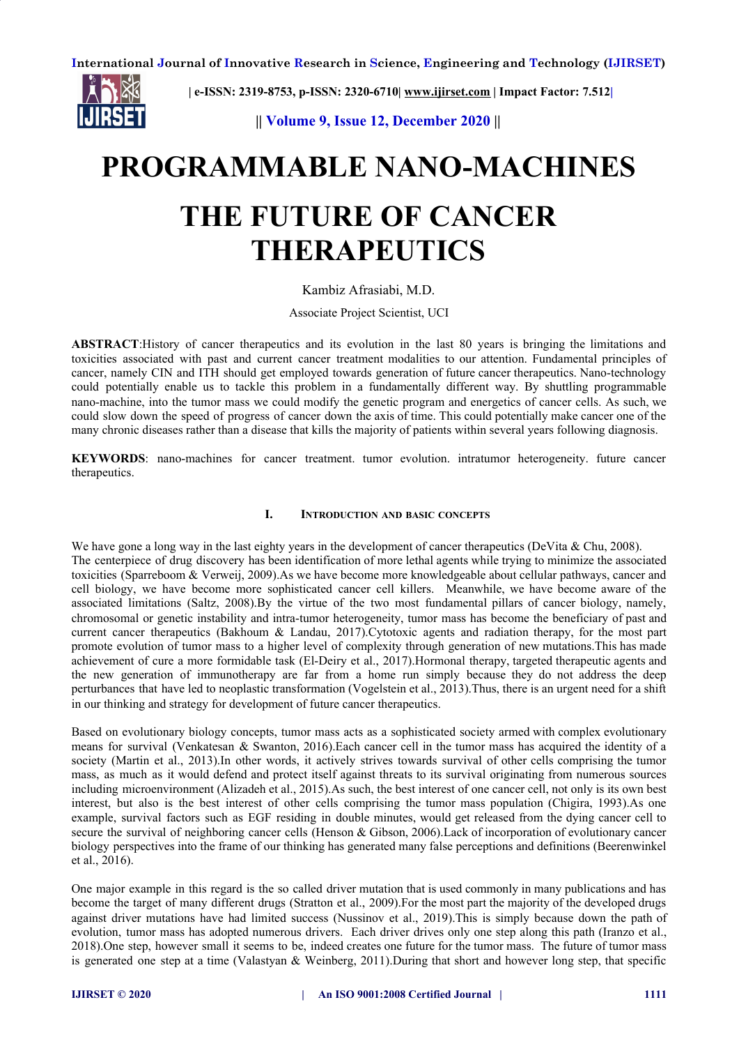# PROGRAMMABLE NANO-MACHINES

# THE FUTURE OF CANCER THERAPEUTICS

Kambiz Afrasiabi, M.D.

Associate Project Scientist, UCI

**ABSTRACT**:History of cancer therapeutics and its evolution in the last 80 years is bringing the limitations and toxicities associated with past and current cancer treatment modalities to our attention. Fundamental principles of cancer, namely CIN and ITH should get employed towards generation of future cancer therapeutics. Nano-technology could potentially enable us to tackle this problem in a fundamentally different way. By shuttling programmable nano-machine, into the tumor mass we could modify the genetic program and energetics of cancer cells. As such, we could slow down the speed of progress of cancer down the axis of time. This could potentially make cancer one of the many chronic diseases rather than a disease that kills the majority of patients within several years following diagnosis.

**KEYWORDS**: nano-machines for cancer treatment. tumor evolution. intratumor heterogeneity. future cancer therapeutics.

## I. Introduction and Basic Concepts

We have gone a long way in the last eighty years in the development of cancer therapeutics (DeVita & Chu, 2008). The centerpiece of drug discovery has been identification of more lethal agents while trying to minimize the associated toxicities (Sparreboom & Verweij, 2009).As we have become more knowledgeable about cellular pathways, cancer and cell biology, we have become more sophisticated cancer cell killers. Meanwhile, we have become aware of the associated limitations (Saltz, 2008).By the virtue of the two most fundamental pillars of cancer biology, namely, chromosomal or genetic instability and intra-tumor heterogeneity, tumor mass has become the beneficiary of past and current cancer therapeutics (Bakhoum & Landau, 2017).Cytotoxic agents and radiation therapy, for the most part promote evolution of tumor mass to a higher level of complexity through generation of new mutations.This has made achievement of cure a more formidable task (El-Deiry et al., 2017).Hormonal therapy, targeted therapeutic agents and the new generation of immunotherapy are far from a home run simply because they do not address the deep perturbances that have led to neoplastic transformation (Vogelstein et al., 2013).Thus, there is an urgent need for a shift in our thinking and strategy for development of future cancer therapeutics.

Based on evolutionary biology concepts, tumor mass acts as a sophisticated society armed with complex evolutionary means for survival (Venkatesan & Swanton, 2016).Each cancer cell in the tumor mass has acquired the identity of a society (Martin et al., 2013).In other words, it actively strives towards survival of other cells comprising the tumor mass, as much as it would defend and protect itself against threats to its survival originating from numerous sources including microenvironment (Alizadeh et al., 2015).As such, the best interest of one cancer cell, not only is its own best interest, but also is the best interest of other cells comprising the tumor mass population (Chigira, 1993).As one example, survival factors such as EGF residing in double minutes, would get released from the dying cancer cell to secure the survival of neighboring cancer cells (Henson & Gibson, 2006).Lack of incorporation of evolutionary cancer biology perspectives into the frame of our thinking has generated many false perceptions and definitions (Beerenwinkel et al., 2016).

One major example in this regard is the so called driver mutation that is used commonly in many publications and has become the target of many different drugs (Stratton et al., 2009).For the most part the majority of the developed drugs against driver mutations have had limited success (Nussinov et al., 2019).This is simply because down the path of evolution, tumor mass has adopted numerous drivers. Each driver drives only one step along this path (Iranzo et al., 2018).One step, however small it seems to be, indeed creates one future for the tumor mass. The future of tumor mass is generated one step at a time (Valastyan & Weinberg, 2011).During that short and however long step, that specific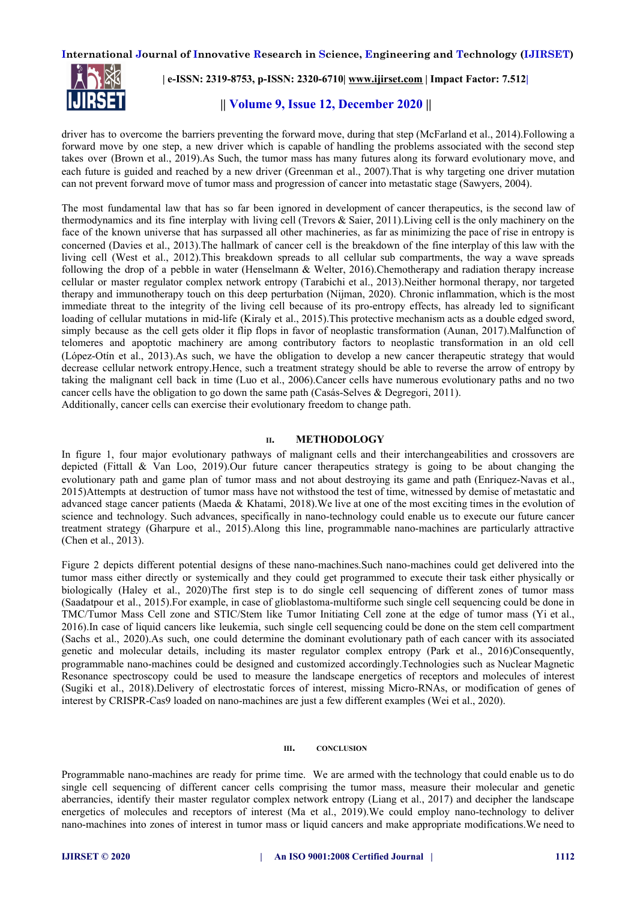driver has to overcome the barriers preventing the forward move, during that step (McFarland et al., 2014).Following a forward move by one step, a new driver which is capable of handling the problems associated with the second step takes over (Brown et al., 2019).As Such, the tumor mass has many futures along its forward evolutionary move, and each future is guided and reached by a new driver (Greenman et al., 2007).That is why targeting one driver mutation can not prevent forward move of tumor mass and progression of cancer into metastatic stage (Sawyers, 2004).

The most fundamental law that has so far been ignored in development of cancer therapeutics, is the second law of thermodynamics and its fine interplay with living cell (Trevors & Saier, 2011).Living cell is the only machinery on the face of the known universe that has surpassed all other machineries, as far as minimizing the pace of rise in entropy is concerned (Davies et al., 2013).The hallmark of cancer cell is the breakdown of the fine interplay of this law with the living cell (West et al., 2012).This breakdown spreads to all cellular sub compartments, the way a wave spreads following the drop of a pebble in water (Henselmann & Welter, 2016).Chemotherapy and radiation therapy increase cellular or master regulator complex network entropy (Tarabichi et al., 2013).Neither hormonal therapy, nor targeted therapy and immunotherapy touch on this deep perturbation (Nijman, 2020). Chronic inflammation, which is the most immediate threat to the integrity of the living cell because of its pro-entropy effects, has already led to significant loading of cellular mutations in mid-life (Kiraly et al., 2015).This protective mechanism acts as a double edged sword, simply because as the cell gets older it flip flops in favor of neoplastic transformation (Aunan, 2017).Malfunction of telomeres and apoptotic machinery are among contributory factors to neoplastic transformation in an old cell (López-Otín et al., 2013).As such, we have the obligation to develop a new cancer therapeutic strategy that would decrease cellular network entropy.Hence, such a treatment strategy should be able to reverse the arrow of entropy by taking the malignant cell back in time (Luo et al., 2006).Cancer cells have numerous evolutionary paths and no two cancer cells have the obligation to go down the same path (Casás-Selves & Degregori, 2011).
Additionally, cancer cells can exercise their evolutionary freedom to change path.

## II. METHODOLOGY

In figure 1, four major evolutionary pathways of malignant cells and their interchangeabilities and crossovers are depicted (Fittall & Van Loo, 2019).Our future cancer therapeutics strategy is going to be about changing the evolutionary path and game plan of tumor mass and not about destroying its game and path (Enriquez-Navas et al., 2015)Attempts at destruction of tumor mass have not withstood the test of time, witnessed by demise of metastatic and advanced stage cancer patients (Maeda & Khatami, 2018).We live at one of the most exciting times in the evolution of science and technology. Such advances, specifically in nano-technology could enable us to execute our future cancer treatment strategy (Gharpure et al., 2015).Along this line, programmable nano-machines are particularly attractive (Chen et al., 2013).

Figure 2 depicts different potential designs of these nano-machines.Such nano-machines could get delivered into the tumor mass either directly or systemically and they could get programmed to execute their task either physically or biologically (Haley et al., 2020)The first step is to do single cell sequencing of different zones of tumor mass (Saadatpour et al., 2015).For example, in case of glioblastoma-multiforme such single cell sequencing could be done in TMC/Tumor Mass Cell zone and STIC/Stem like Tumor Initiating Cell zone at the edge of tumor mass (Yi et al., 2016).In case of liquid cancers like leukemia, such single cell sequencing could be done on the stem cell compartment (Sachs et al., 2020).As such, one could determine the dominant evolutionary path of each cancer with its associated genetic and molecular details, including its master regulator complex entropy (Park et al., 2016)Consequently, programmable nano-machines could be designed and customized accordingly.Technologies such as Nuclear Magnetic Resonance spectroscopy could be used to measure the landscape energetics of receptors and molecules of interest (Sugiki et al., 2018).Delivery of electrostatic forces of interest, missing Micro-RNAs, or modification of genes of interest by CRISPR-Cas9 loaded on nano-machines are just a few different examples (Wei et al., 2020).

## III. CONCLUSION

Programmable nano-machines are ready for prime time. We are armed with the technology that could enable us to do single cell sequencing of different cancer cells comprising the tumor mass, measure their molecular and genetic aberrancies, identify their master regulator complex network entropy (Liang et al., 2017) and decipher the landscape energetics of molecules and receptors of interest (Ma et al., 2019).We could employ nano-technology to deliver nano-machines into zones of interest in tumor mass or liquid cancers and make appropriate modifications.We need to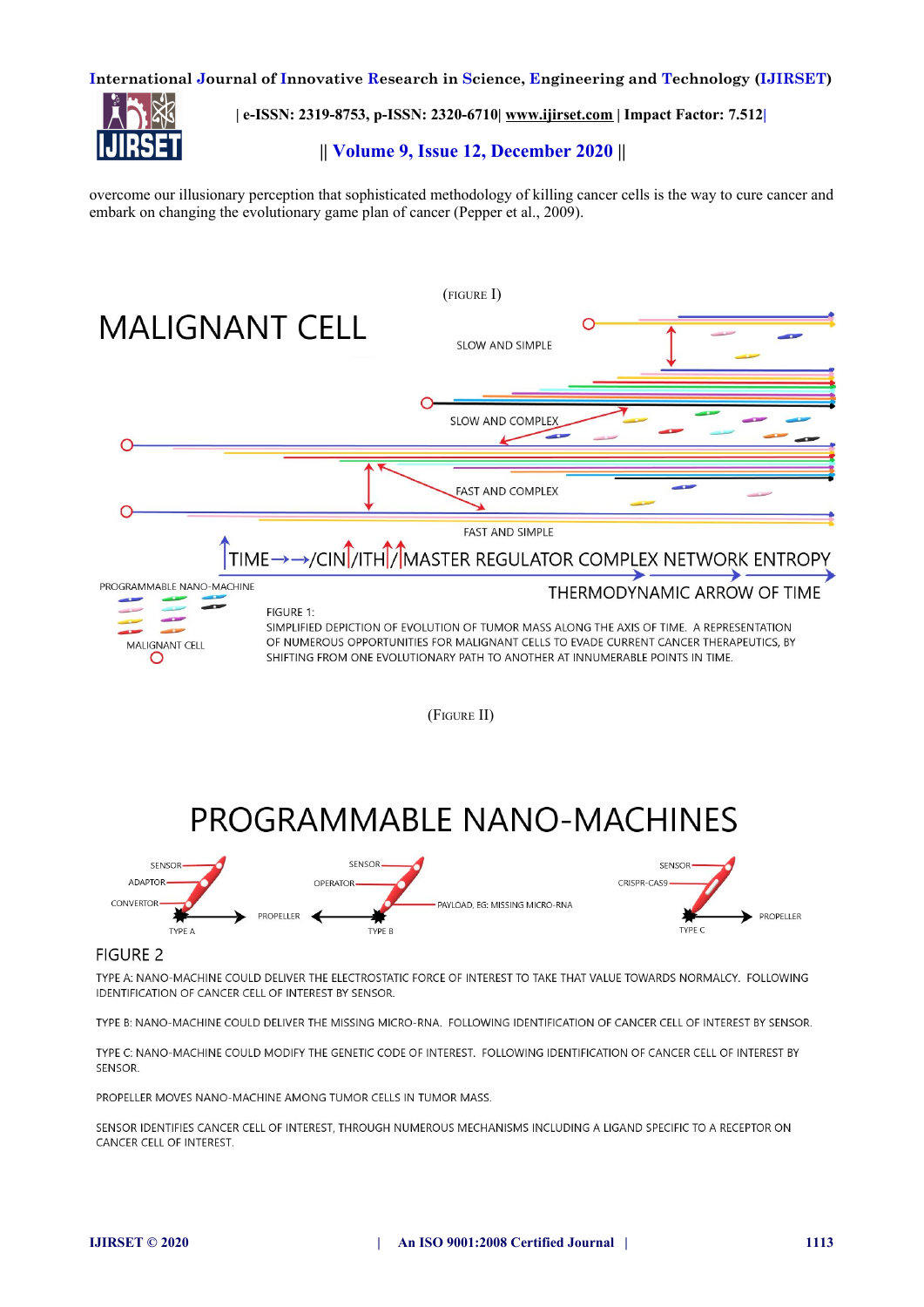overcome our illusionary perception that sophisticated methodology of killing cancer cells is the way to cure cancer and embark on changing the evolutionary game plan of cancer (Pepper et al., 2009).

(FIGURE I)

MALIGNANT CELL

SLOW AND SIMPLE

SLOW AND COMPLEX

FAST AND COMPLEX

FAST AND SIMPLE

TIME→→/CIN/ITH/MASTER REGULATOR COMPLEX NETWORK ENTROPY

THERMODYNAMIC ARROW OF TIME

PROGRAMMABLE NANO-MACHINE

MALIGNANT CELL

FIGURE 1:
SIMPLIFIED DEPICTION OF EVOLUTION OF TUMOR MASS ALONG THE AXIS OF TIME. A REPRESENTATION OF NUMEROUS OPPORTUNITIES FOR MALIGNANT CELLS TO EVADE CURRENT CANCER THERAPEUTICS, BY SHIFTING FROM ONE EVOLUTIONARY PATH TO ANOTHER AT INNUMERABLE POINTS IN TIME.

(FIGURE II)

PROGRAMMABLE NANO-MACHINES

SENSOR, ADAPTOR, CONVERTOR, PROPELLER — TYPE A

SENSOR, OPERATOR, PAYLOAD, EG: MISSING MICRO-RNA, PROPELLER — TYPE B

SENSOR, CRISPR-CAS9, PROPELLER — TYPE C

FIGURE 2

TYPE A: NANO-MACHINE COULD DELIVER THE ELECTROSTATIC FORCE OF INTEREST TO TAKE THAT VALUE TOWARDS NORMALCY. FOLLOWING IDENTIFICATION OF CANCER CELL OF INTEREST BY SENSOR.

TYPE B: NANO-MACHINE COULD DELIVER THE MISSING MICRO-RNA. FOLLOWING IDENTIFICATION OF CANCER CELL OF INTEREST BY SENSOR.

TYPE C: NANO-MACHINE COULD MODIFY THE GENETIC CODE OF INTEREST. FOLLOWING IDENTIFICATION OF CANCER CELL OF INTEREST BY SENSOR.

PROPELLER MOVES NANO-MACHINE AMONG TUMOR CELLS IN TUMOR MASS.

SENSOR IDENTIFIES CANCER CELL OF INTEREST, THROUGH NUMEROUS MECHANISMS INCLUDING A LIGAND SPECIFIC TO A RECEPTOR ON CANCER CELL OF INTEREST.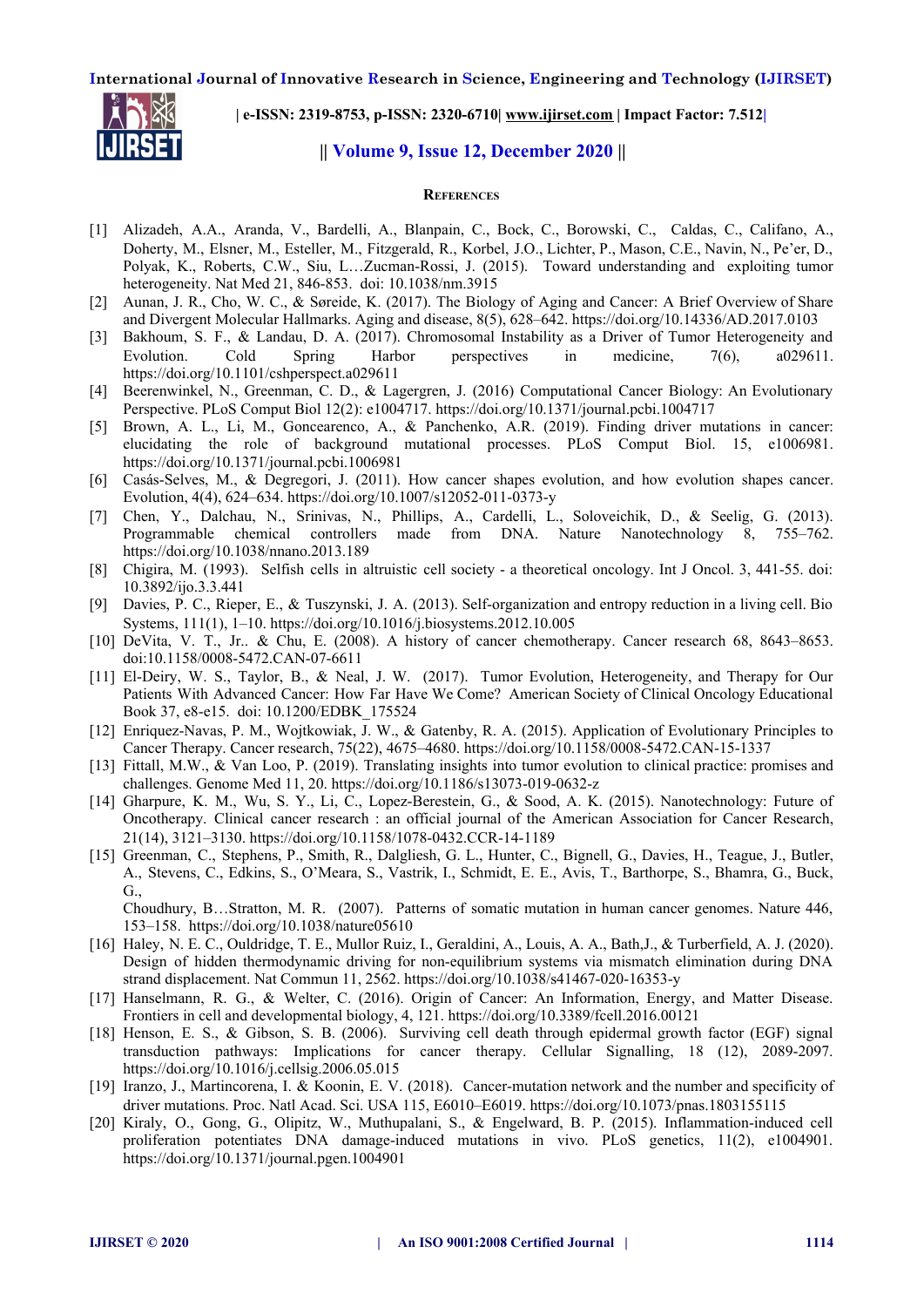## REFERENCES

[1] Alizadeh, A.A., Aranda, V., Bardelli, A., Blanpain, C., Bock, C., Borowski, C., Caldas, C., Califano, A., Doherty, M., Elsner, M., Esteller, M., Fitzgerald, R., Korbel, J.O., Lichter, P., Mason, C.E., Navin, N., Pe'er, D., Polyak, K., Roberts, C.W., Siu, L…Zucman-Rossi, J. (2015). Toward understanding and exploiting tumor heterogeneity. Nat Med 21, 846-853. doi: 10.1038/nm.3915

[2] Aunan, J. R., Cho, W. C., & Søreide, K. (2017). The Biology of Aging and Cancer: A Brief Overview of Share and Divergent Molecular Hallmarks. Aging and disease, 8(5), 628–642. https://doi.org/10.14336/AD.2017.0103

[3] Bakhoum, S. F., & Landau, D. A. (2017). Chromosomal Instability as a Driver of Tumor Heterogeneity and Evolution. Cold Spring Harbor perspectives in medicine, 7(6), a029611. https://doi.org/10.1101/cshperspect.a029611

[4] Beerenwinkel, N., Greenman, C. D., & Lagergren, J. (2016) Computational Cancer Biology: An Evolutionary Perspective. PLoS Comput Biol 12(2): e1004717. https://doi.org/10.1371/journal.pcbi.1004717

[5] Brown, A. L., Li, M., Goncearenco, A., & Panchenko, A.R. (2019). Finding driver mutations in cancer: elucidating the role of background mutational processes. PLoS Comput Biol. 15, e1006981. https://doi.org/10.1371/journal.pcbi.1006981

[6] Casás-Selves, M., & Degregori, J. (2011). How cancer shapes evolution, and how evolution shapes cancer. Evolution, 4(4), 624–634. https://doi.org/10.1007/s12052-011-0373-y

[7] Chen, Y., Dalchau, N., Srinivas, N., Phillips, A., Cardelli, L., Soloveichik, D., & Seelig, G. (2013). Programmable chemical controllers made from DNA. Nature Nanotechnology 8, 755–762. https://doi.org/10.1038/nnano.2013.189

[8] Chigira, M. (1993). Selfish cells in altruistic cell society - a theoretical oncology. Int J Oncol. 3, 441-55. doi: 10.3892/ijo.3.3.441

[9] Davies, P. C., Rieper, E., & Tuszynski, J. A. (2013). Self-organization and entropy reduction in a living cell. Bio Systems, 111(1), 1–10. https://doi.org/10.1016/j.biosystems.2012.10.005

[10] DeVita, V. T., Jr.. & Chu, E. (2008). A history of cancer chemotherapy. Cancer research 68, 8643–8653. doi:10.1158/0008-5472.CAN-07-6611

[11] El-Deiry, W. S., Taylor, B., & Neal, J. W. (2017). Tumor Evolution, Heterogeneity, and Therapy for Our Patients With Advanced Cancer: How Far Have We Come? American Society of Clinical Oncology Educational Book 37, e8-e15. doi: 10.1200/EDBK_175524

[12] Enriquez-Navas, P. M., Wojtkowiak, J. W., & Gatenby, R. A. (2015). Application of Evolutionary Principles to Cancer Therapy. Cancer research, 75(22), 4675–4680. https://doi.org/10.1158/0008-5472.CAN-15-1337

[13] Fittall, M.W., & Van Loo, P. (2019). Translating insights into tumor evolution to clinical practice: promises and challenges. Genome Med 11, 20. https://doi.org/10.1186/s13073-019-0632-z

[14] Gharpure, K. M., Wu, S. Y., Li, C., Lopez-Berestein, G., & Sood, A. K. (2015). Nanotechnology: Future of Oncotherapy. Clinical cancer research : an official journal of the American Association for Cancer Research, 21(14), 3121–3130. https://doi.org/10.1158/1078-0432.CCR-14-1189

[15] Greenman, C., Stephens, P., Smith, R., Dalgliesh, G. L., Hunter, C., Bignell, G., Davies, H., Teague, J., Butler, A., Stevens, C., Edkins, S., O'Meara, S., Vastrik, I., Schmidt, E. E., Avis, T., Barthorpe, S., Bhamra, G., Buck, G.,

Choudhury, B…Stratton, M. R. (2007). Patterns of somatic mutation in human cancer genomes. Nature 446, 153–158. https://doi.org/10.1038/nature05610

[16] Haley, N. E. C., Ouldridge, T. E., Mullor Ruiz, I., Geraldini, A., Louis, A. A., Bath,J., & Turberfield, A. J. (2020). Design of hidden thermodynamic driving for non-equilibrium systems via mismatch elimination during DNA strand displacement. Nat Commun 11, 2562. https://doi.org/10.1038/s41467-020-16353-y

[17] Hanselmann, R. G., & Welter, C. (2016). Origin of Cancer: An Information, Energy, and Matter Disease. Frontiers in cell and developmental biology, 4, 121. https://doi.org/10.3389/fcell.2016.00121

[18] Henson, E. S., & Gibson, S. B. (2006). Surviving cell death through epidermal growth factor (EGF) signal transduction pathways: Implications for cancer therapy. Cellular Signalling, 18 (12), 2089-2097. https://doi.org/10.1016/j.cellsig.2006.05.015

[19] Iranzo, J., Martincorena, I. & Koonin, E. V. (2018). Cancer-mutation network and the number and specificity of driver mutations. Proc. Natl Acad. Sci. USA 115, E6010–E6019. https://doi.org/10.1073/pnas.1803155115

[20] Kiraly, O., Gong, G., Olipitz, W., Muthupalani, S., & Engelward, B. P. (2015). Inflammation-induced cell proliferation potentiates DNA damage-induced mutations in vivo. PLoS genetics, 11(2), e1004901. https://doi.org/10.1371/journal.pgen.1004901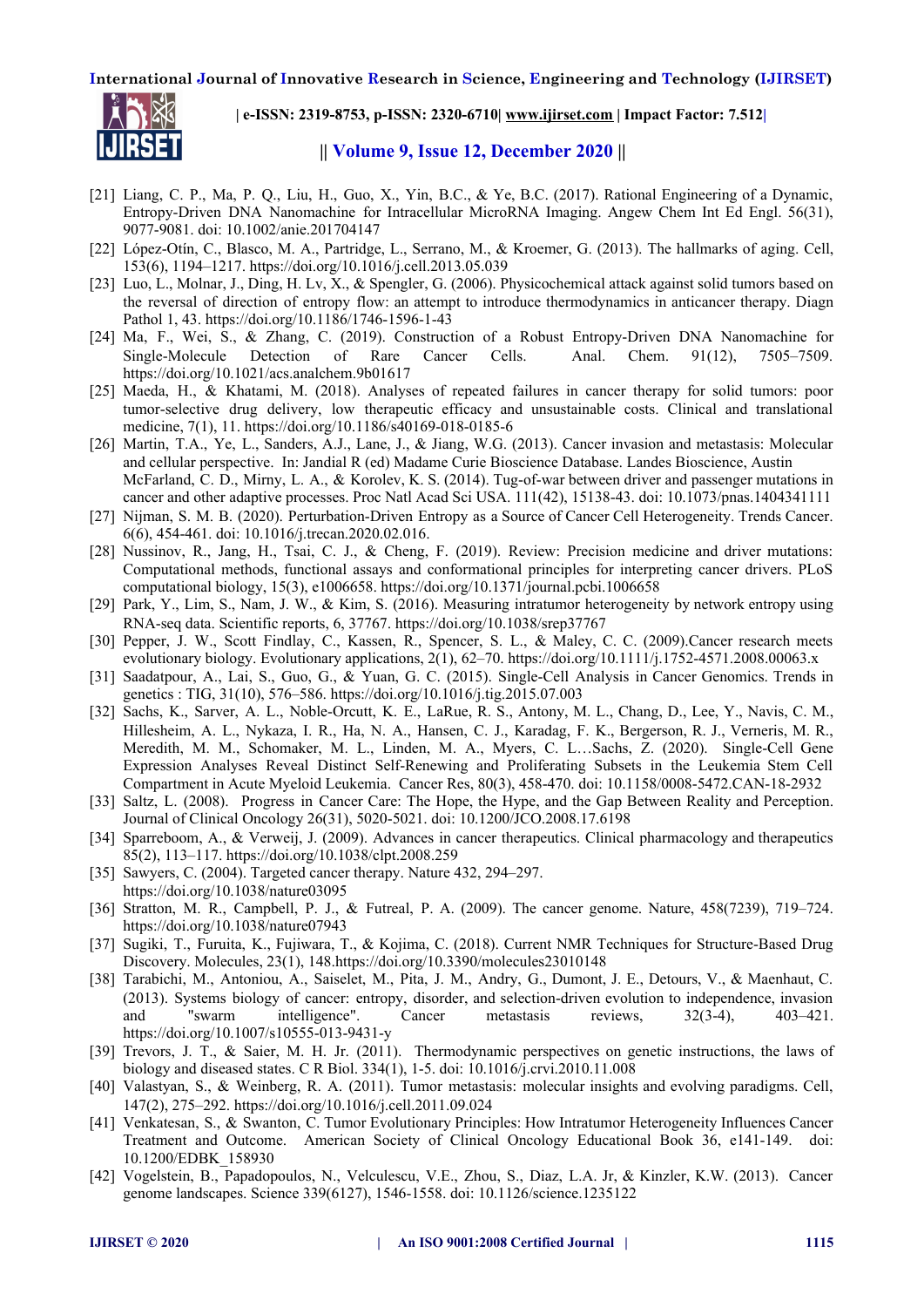[21] Liang, C. P., Ma, P. Q., Liu, H., Guo, X., Yin, B.C., & Ye, B.C. (2017). Rational Engineering of a Dynamic, Entropy-Driven DNA Nanomachine for Intracellular MicroRNA Imaging. Angew Chem Int Ed Engl. 56(31), 9077-9081. doi: 10.1002/anie.201704147

[22] López-Otín, C., Blasco, M. A., Partridge, L., Serrano, M., & Kroemer, G. (2013). The hallmarks of aging. Cell, 153(6), 1194–1217. https://doi.org/10.1016/j.cell.2013.05.039

[23] Luo, L., Molnar, J., Ding, H. Lv, X., & Spengler, G. (2006). Physicochemical attack against solid tumors based on the reversal of direction of entropy flow: an attempt to introduce thermodynamics in anticancer therapy. Diagn Pathol 1, 43. https://doi.org/10.1186/1746-1596-1-43

[24] Ma, F., Wei, S., & Zhang, C. (2019). Construction of a Robust Entropy-Driven DNA Nanomachine for Single-Molecule Detection of Rare Cancer Cells. Anal. Chem. 91(12), 7505–7509. https://doi.org/10.1021/acs.analchem.9b01617

[25] Maeda, H., & Khatami, M. (2018). Analyses of repeated failures in cancer therapy for solid tumors: poor tumor-selective drug delivery, low therapeutic efficacy and unsustainable costs. Clinical and translational medicine, 7(1), 11. https://doi.org/10.1186/s40169-018-0185-6

[26] Martin, T.A., Ye, L., Sanders, A.J., Lane, J., & Jiang, W.G. (2013). Cancer invasion and metastasis: Molecular and cellular perspective. In: Jandial R (ed) Madame Curie Bioscience Database. Landes Bioscience, Austin McFarland, C. D., Mirny, L. A., & Korolev, K. S. (2014). Tug-of-war between driver and passenger mutations in cancer and other adaptive processes. Proc Natl Acad Sci USA. 111(42), 15138-43. doi: 10.1073/pnas.1404341111

[27] Nijman, S. M. B. (2020). Perturbation-Driven Entropy as a Source of Cancer Cell Heterogeneity. Trends Cancer. 6(6), 454-461. doi: 10.1016/j.trecan.2020.02.016.

[28] Nussinov, R., Jang, H., Tsai, C. J., & Cheng, F. (2019). Review: Precision medicine and driver mutations: Computational methods, functional assays and conformational principles for interpreting cancer drivers. PLoS computational biology, 15(3), e1006658. https://doi.org/10.1371/journal.pcbi.1006658

[29] Park, Y., Lim, S., Nam, J. W., & Kim, S. (2016). Measuring intratumor heterogeneity by network entropy using RNA-seq data. Scientific reports, 6, 37767. https://doi.org/10.1038/srep37767

[30] Pepper, J. W., Scott Findlay, C., Kassen, R., Spencer, S. L., & Maley, C. C. (2009).Cancer research meets evolutionary biology. Evolutionary applications, 2(1), 62–70. https://doi.org/10.1111/j.1752-4571.2008.00063.x

[31] Saadatpour, A., Lai, S., Guo, G., & Yuan, G. C. (2015). Single-Cell Analysis in Cancer Genomics. Trends in genetics : TIG, 31(10), 576–586. https://doi.org/10.1016/j.tig.2015.07.003

[32] Sachs, K., Sarver, A. L., Noble-Orcutt, K. E., LaRue, R. S., Antony, M. L., Chang, D., Lee, Y., Navis, C. M., Hillesheim, A. L., Nykaza, I. R., Ha, N. A., Hansen, C. J., Karadag, F. K., Bergerson, R. J., Verneris, M. R., Meredith, M. M., Schomaker, M. L., Linden, M. A., Myers, C. L…Sachs, Z. (2020). Single-Cell Gene Expression Analyses Reveal Distinct Self-Renewing and Proliferating Subsets in the Leukemia Stem Cell Compartment in Acute Myeloid Leukemia. Cancer Res, 80(3), 458-470. doi: 10.1158/0008-5472.CAN-18-2932

[33] Saltz, L. (2008). Progress in Cancer Care: The Hope, the Hype, and the Gap Between Reality and Perception. Journal of Clinical Oncology 26(31), 5020-5021. doi: 10.1200/JCO.2008.17.6198

[34] Sparreboom, A., & Verweij, J. (2009). Advances in cancer therapeutics. Clinical pharmacology and therapeutics 85(2), 113–117. https://doi.org/10.1038/clpt.2008.259

[35] Sawyers, C. (2004). Targeted cancer therapy. Nature 432, 294–297. https://doi.org/10.1038/nature03095

[36] Stratton, M. R., Campbell, P. J., & Futreal, P. A. (2009). The cancer genome. Nature, 458(7239), 719–724. https://doi.org/10.1038/nature07943

[37] Sugiki, T., Furuita, K., Fujiwara, T., & Kojima, C. (2018). Current NMR Techniques for Structure-Based Drug Discovery. Molecules, 23(1), 148.https://doi.org/10.3390/molecules23010148

[38] Tarabichi, M., Antoniou, A., Saiselet, M., Pita, J. M., Andry, G., Dumont, J. E., Detours, V., & Maenhaut, C. (2013). Systems biology of cancer: entropy, disorder, and selection-driven evolution to independence, invasion and "swarm intelligence". Cancer metastasis reviews, 32(3-4), 403–421. https://doi.org/10.1007/s10555-013-9431-y

[39] Trevors, J. T., & Saier, M. H. Jr. (2011). Thermodynamic perspectives on genetic instructions, the laws of biology and diseased states. C R Biol. 334(1), 1-5. doi: 10.1016/j.crvi.2010.11.008

[40] Valastyan, S., & Weinberg, R. A. (2011). Tumor metastasis: molecular insights and evolving paradigms. Cell, 147(2), 275–292. https://doi.org/10.1016/j.cell.2011.09.024

[41] Venkatesan, S., & Swanton, C. Tumor Evolutionary Principles: How Intratumor Heterogeneity Influences Cancer Treatment and Outcome. American Society of Clinical Oncology Educational Book 36, e141-149. doi: 10.1200/EDBK_158930

[42] Vogelstein, B., Papadopoulos, N., Velculescu, V.E., Zhou, S., Diaz, L.A. Jr, & Kinzler, K.W. (2013). Cancer genome landscapes. Science 339(6127), 1546-1558. doi: 10.1126/science.1235122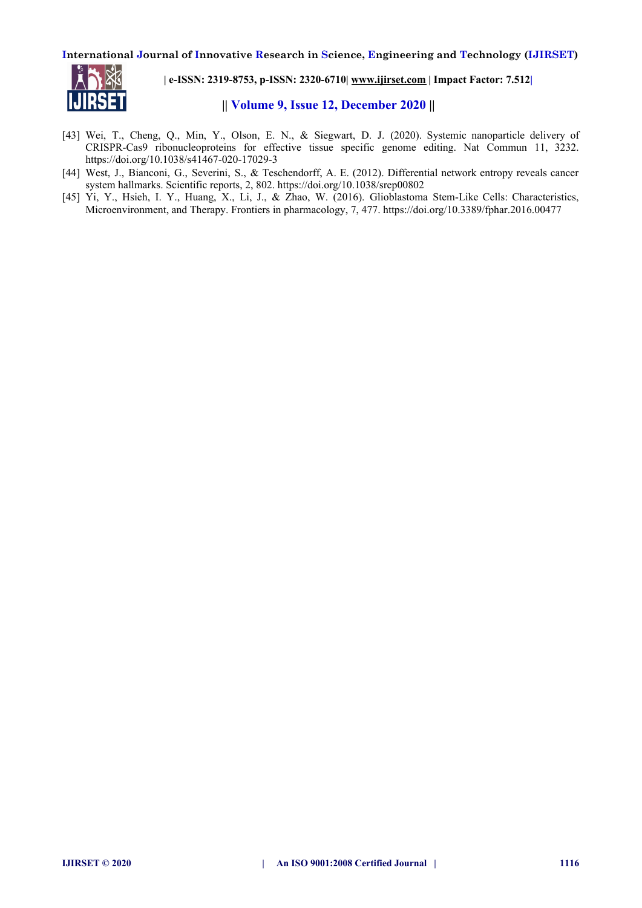[43] Wei, T., Cheng, Q., Min, Y., Olson, E. N., & Siegwart, D. J. (2020). Systemic nanoparticle delivery of CRISPR-Cas9 ribonucleoproteins for effective tissue specific genome editing. Nat Commun 11, 3232. https://doi.org/10.1038/s41467-020-17029-3

[44] West, J., Bianconi, G., Severini, S., & Teschendorff, A. E. (2012). Differential network entropy reveals cancer system hallmarks. Scientific reports, 2, 802. https://doi.org/10.1038/srep00802

[45] Yi, Y., Hsieh, I. Y., Huang, X., Li, J., & Zhao, W. (2016). Glioblastoma Stem-Like Cells: Characteristics, Microenvironment, and Therapy. Frontiers in pharmacology, 7, 477. https://doi.org/10.3389/fphar.2016.00477